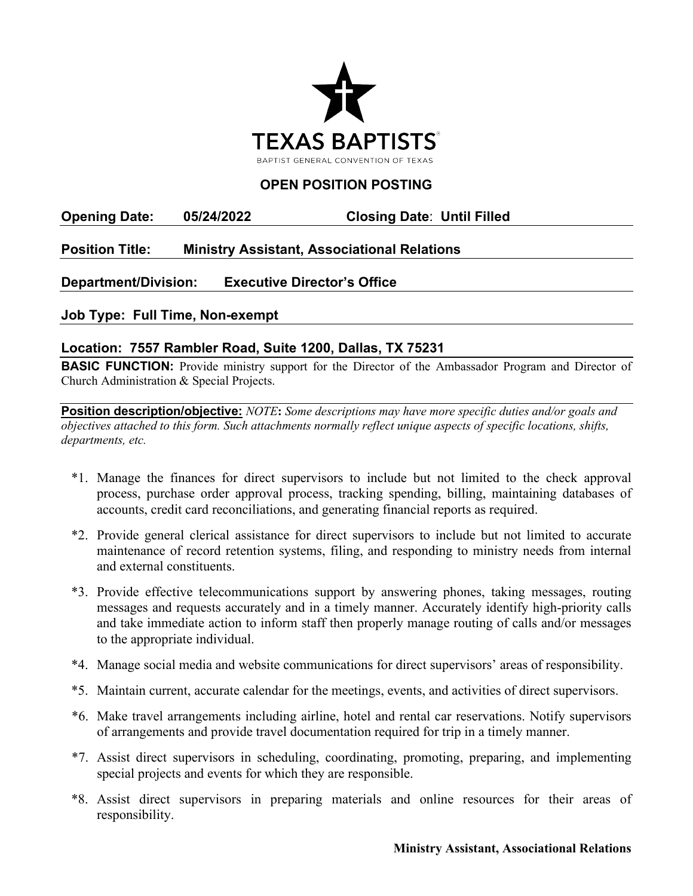# TEXAS BAPTISTS®

BAPTIST GENERAL CONVENTION OF TEXAS

## OPEN POSITION POSTING

**Opening Date:** **05/24/2022** **Closing Date**: **Until Filled**

**Position Title:** **Ministry Assistant, Associational Relations**

**Department/Division:** **Executive Director's Office**

**Job Type: Full Time, Non-exempt**

**Location: 7557 Rambler Road, Suite 1200, Dallas, TX 75231**

**BASIC FUNCTION:** Provide ministry support for the Director of the Ambassador Program and Director of Church Administration & Special Projects.

**Position description/objective:** *NOTE***:** *Some descriptions may have more specific duties and/or goals and objectives attached to this form. Such attachments normally reflect unique aspects of specific locations, shifts, departments, etc.*

*1. Manage the finances for direct supervisors to include but not limited to the check approval process, purchase order approval process, tracking spending, billing, maintaining databases of accounts, credit card reconciliations, and generating financial reports as required.

*2. Provide general clerical assistance for direct supervisors to include but not limited to accurate maintenance of record retention systems, filing, and responding to ministry needs from internal and external constituents.

*3. Provide effective telecommunications support by answering phones, taking messages, routing messages and requests accurately and in a timely manner. Accurately identify high-priority calls and take immediate action to inform staff then properly manage routing of calls and/or messages to the appropriate individual.

*4. Manage social media and website communications for direct supervisors' areas of responsibility.

*5. Maintain current, accurate calendar for the meetings, events, and activities of direct supervisors.

*6. Make travel arrangements including airline, hotel and rental car reservations. Notify supervisors of arrangements and provide travel documentation required for trip in a timely manner.

*7. Assist direct supervisors in scheduling, coordinating, promoting, preparing, and implementing special projects and events for which they are responsible.

*8. Assist direct supervisors in preparing materials and online resources for their areas of responsibility.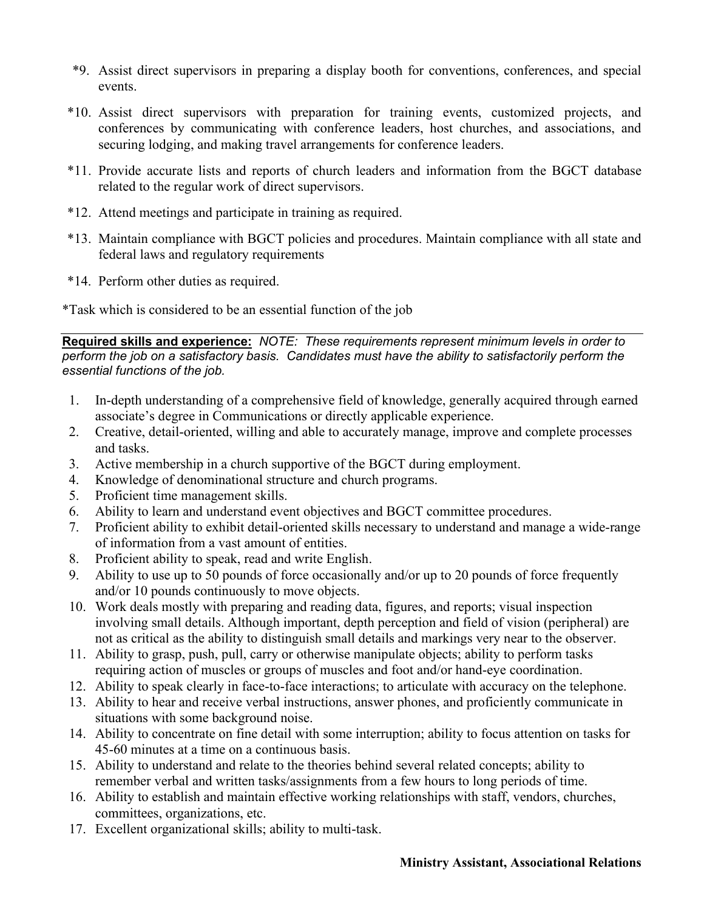*9. Assist direct supervisors in preparing a display booth for conventions, conferences, and special events.

*10. Assist direct supervisors with preparation for training events, customized projects, and conferences by communicating with conference leaders, host churches, and associations, and securing lodging, and making travel arrangements for conference leaders.

*11. Provide accurate lists and reports of church leaders and information from the BGCT database related to the regular work of direct supervisors.

*12. Attend meetings and participate in training as required.

*13. Maintain compliance with BGCT policies and procedures. Maintain compliance with all state and federal laws and regulatory requirements

*14. Perform other duties as required.

*Task which is considered to be an essential function of the job

---

**Required skills and experience:** *NOTE: These requirements represent minimum levels in order to perform the job on a satisfactory basis. Candidates must have the ability to satisfactorily perform the essential functions of the job.*

1. In-depth understanding of a comprehensive field of knowledge, generally acquired through earned associate's degree in Communications or directly applicable experience.
2. Creative, detail-oriented, willing and able to accurately manage, improve and complete processes and tasks.
3. Active membership in a church supportive of the BGCT during employment.
4. Knowledge of denominational structure and church programs.
5. Proficient time management skills.
6. Ability to learn and understand event objectives and BGCT committee procedures.
7. Proficient ability to exhibit detail-oriented skills necessary to understand and manage a wide-range of information from a vast amount of entities.
8. Proficient ability to speak, read and write English.
9. Ability to use up to 50 pounds of force occasionally and/or up to 20 pounds of force frequently and/or 10 pounds continuously to move objects.
10. Work deals mostly with preparing and reading data, figures, and reports; visual inspection involving small details. Although important, depth perception and field of vision (peripheral) are not as critical as the ability to distinguish small details and markings very near to the observer.
11. Ability to grasp, push, pull, carry or otherwise manipulate objects; ability to perform tasks requiring action of muscles or groups of muscles and foot and/or hand-eye coordination.
12. Ability to speak clearly in face-to-face interactions; to articulate with accuracy on the telephone.
13. Ability to hear and receive verbal instructions, answer phones, and proficiently communicate in situations with some background noise.
14. Ability to concentrate on fine detail with some interruption; ability to focus attention on tasks for 45-60 minutes at a time on a continuous basis.
15. Ability to understand and relate to the theories behind several related concepts; ability to remember verbal and written tasks/assignments from a few hours to long periods of time.
16. Ability to establish and maintain effective working relationships with staff, vendors, churches, committees, organizations, etc.
17. Excellent organizational skills; ability to multi-task.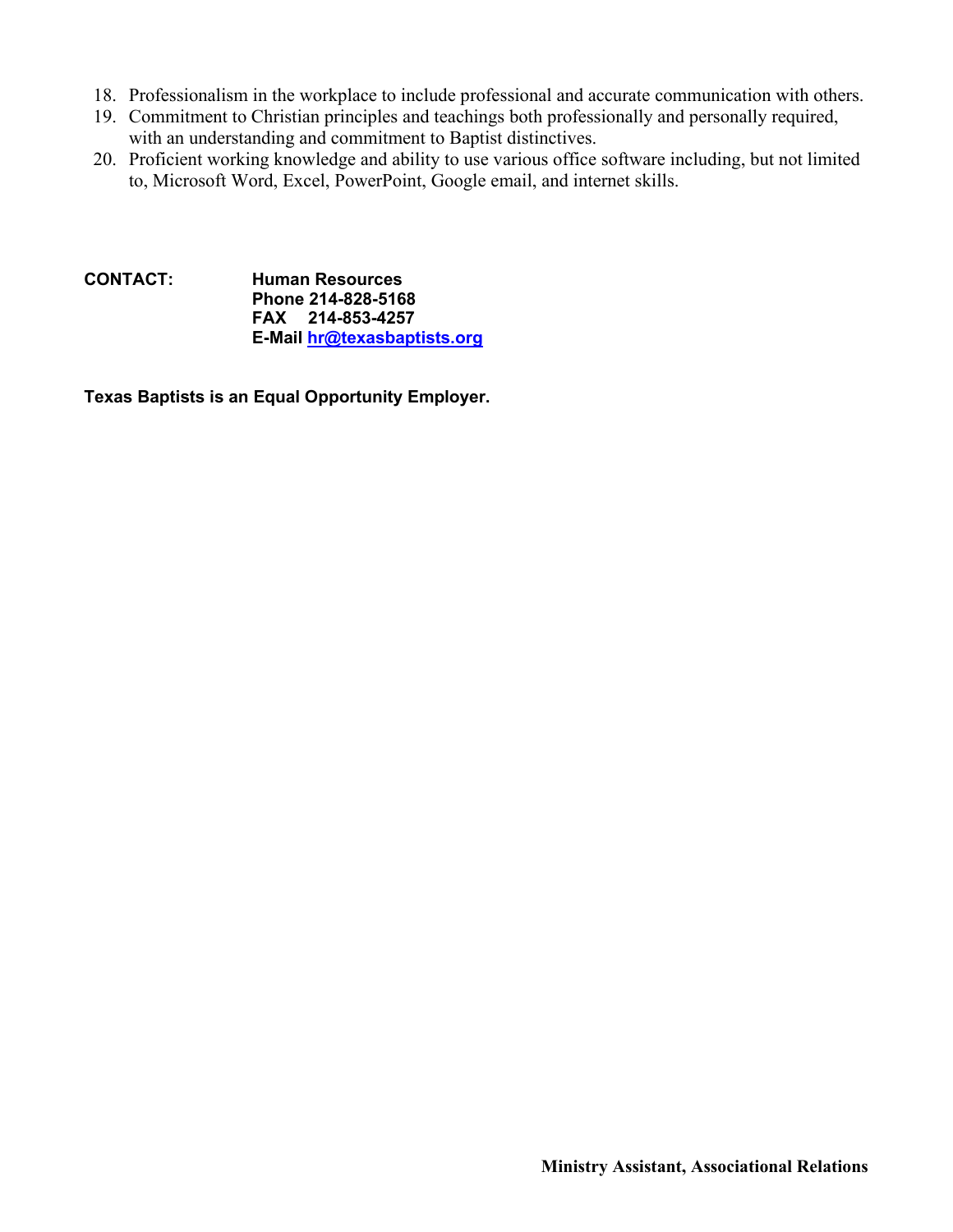18. Professionalism in the workplace to include professional and accurate communication with others.
19. Commitment to Christian principles and teachings both professionally and personally required, with an understanding and commitment to Baptist distinctives.
20. Proficient working knowledge and ability to use various office software including, but not limited to, Microsoft Word, Excel, PowerPoint, Google email, and internet skills.

**CONTACT:** **Human Resources**
**Phone 214-828-5168**
**FAX 214-853-4257**
**E-Mail [hr@texasbaptists.org](mailto:hr@texasbaptists.org)**

**Texas Baptists is an Equal Opportunity Employer.**